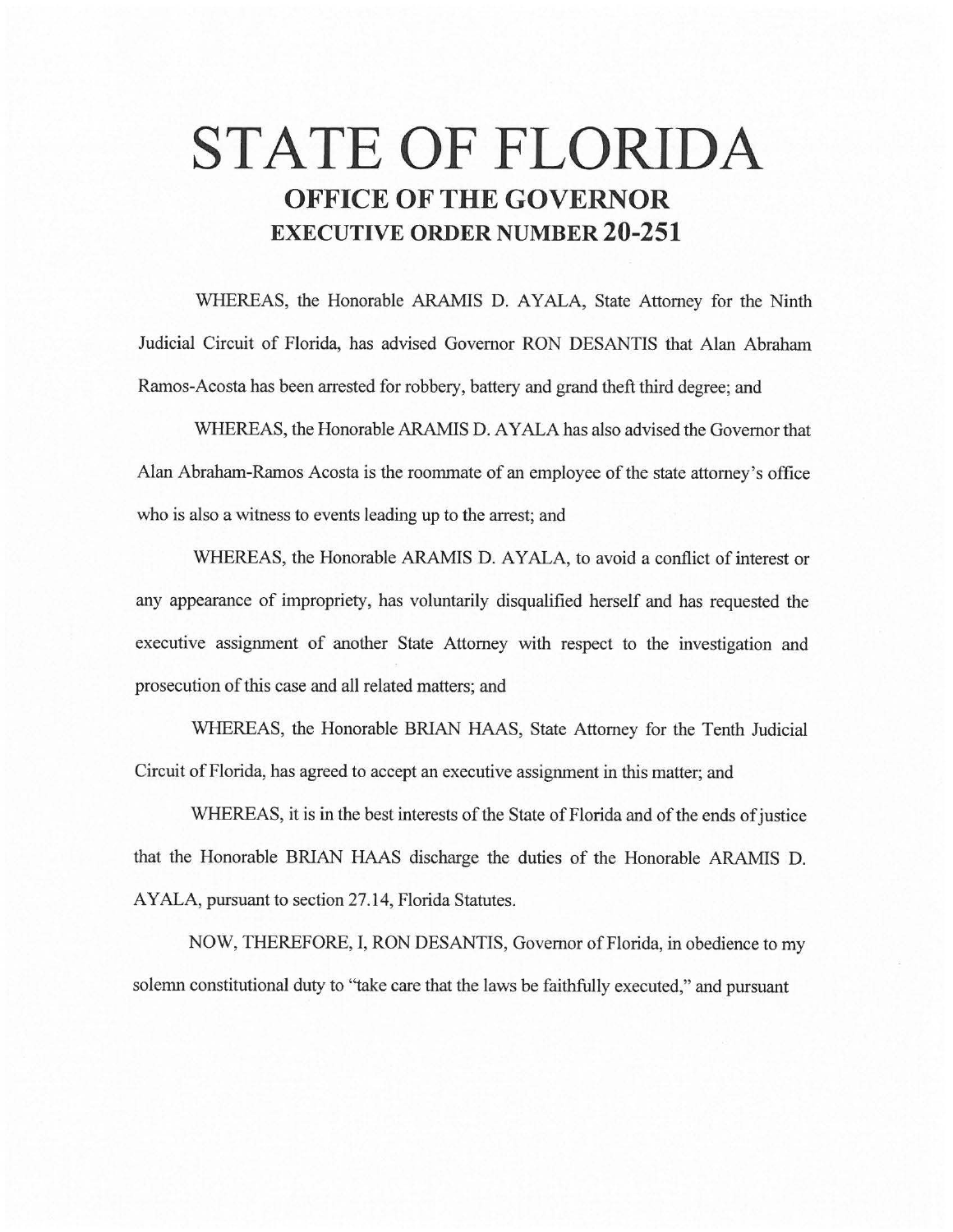# STATE OF FLORIDA

## OFFICE OF THE GOVERNOR

## EXECUTIVE ORDER NUMBER 20-251

WHEREAS, the Honorable ARAMIS D. AYALA, State Attorney for the Ninth Judicial Circuit of Florida, has advised Governor RON DESANTIS that Alan Abraham Ramos-Acosta has been arrested for robbery, battery and grand theft third degree; and

WHEREAS, the Honorable ARAMIS D. AYALA has also advised the Governor that Alan Abraham-Ramos Acosta is the roommate of an employee of the state attorney's office who is also a witness to events leading up to the arrest; and

WHEREAS, the Honorable ARAMIS D. AYALA, to avoid a conflict of interest or any appearance of impropriety, has voluntarily disqualified herself and has requested the executive assignment of another State Attorney with respect to the investigation and prosecution of this case and all related matters; and

WHEREAS, the Honorable BRIAN HAAS, State Attorney for the Tenth Judicial Circuit of Florida, has agreed to accept an executive assignment in this matter; and

WHEREAS, it is in the best interests of the State of Florida and of the ends of justice that the Honorable BRIAN HAAS discharge the duties of the Honorable ARAMIS D. AYALA, pursuant to section 27.14, Florida Statutes.

NOW, THEREFORE, I, RON DESANTIS, Governor of Florida, in obedience to my solemn constitutional duty to "take care that the laws be faithfully executed," and pursuant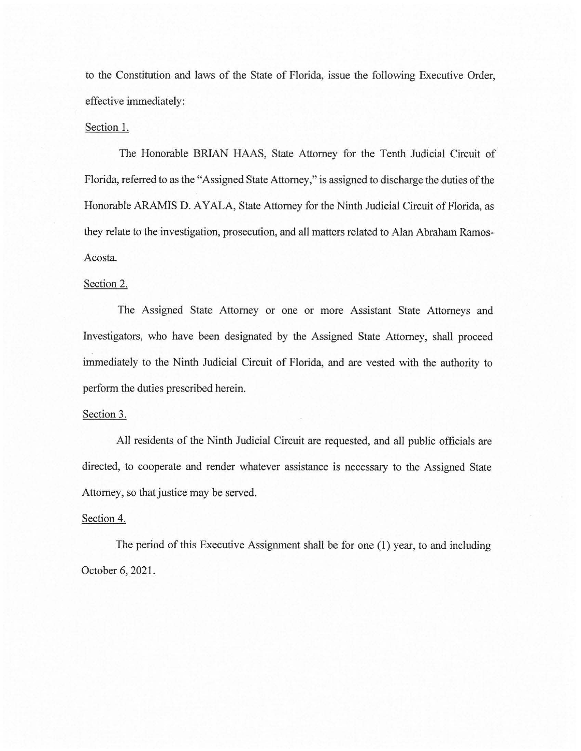to the Constitution and laws of the State of Florida, issue the following Executive Order, effective immediately:

Section 1.

The Honorable BRIAN HAAS, State Attorney for the Tenth Judicial Circuit of Florida, referred to as the "Assigned State Attorney," is assigned to discharge the duties of the Honorable ARAMIS D. AYALA, State Attorney for the Ninth Judicial Circuit of Florida, as they relate to the investigation, prosecution, and all matters related to Alan Abraham Ramos-Acosta.

Section 2.

The Assigned State Attorney or one or more Assistant State Attorneys and Investigators, who have been designated by the Assigned State Attorney, shall proceed immediately to the Ninth Judicial Circuit of Florida, and are vested with the authority to perform the duties prescribed herein.

Section 3.

All residents of the Ninth Judicial Circuit are requested, and all public officials are directed, to cooperate and render whatever assistance is necessary to the Assigned State Attorney, so that justice may be served.

Section 4.

The period of this Executive Assignment shall be for one (1) year, to and including October 6, 2021.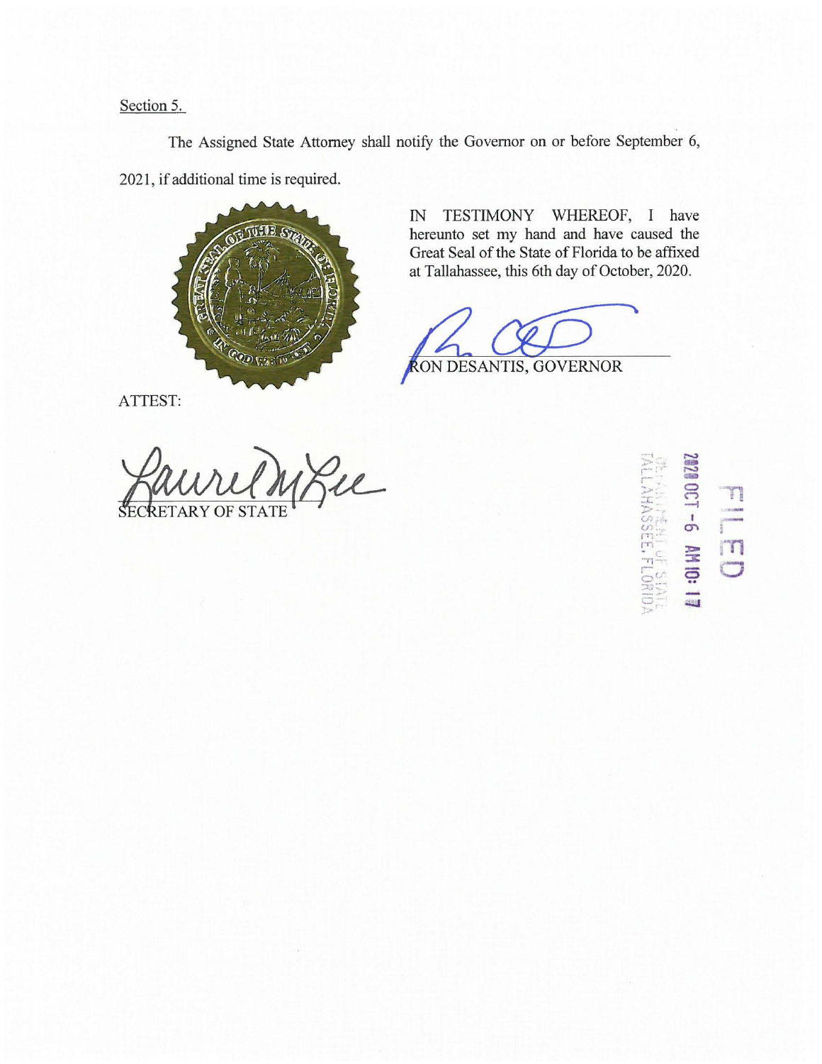Section 5.

The Assigned State Attorney shall notify the Governor on or before September 6, 2021, if additional time is required.

IN TESTIMONY WHEREOF, I have hereunto set my hand and have caused the Great Seal of the State of Florida to be affixed at Tallahassee, this 6th day of October, 2020.

RON DESANTIS, GOVERNOR

ATTEST:

SECRETARY OF STATE

FILED

2020 OCT -6 AM 10: 17

DEPARTMENT OF STATE
TALLAHASSEE, FLORIDA